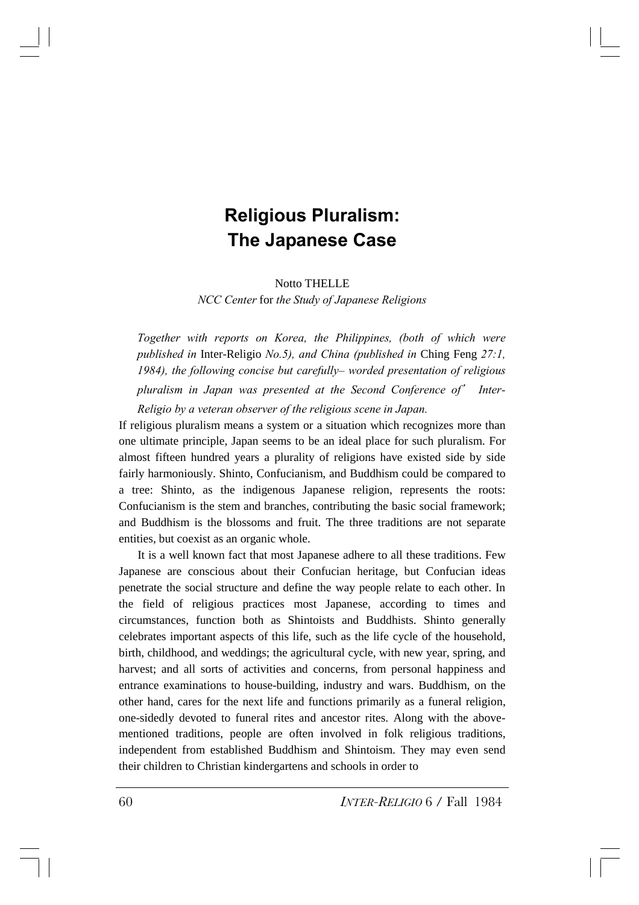# Religious Pluralism: The Japanese Case

Notto THELLE

*NCC Center* for *the Study of Japanese Religions*

*Together with reports on Korea, the Philippines, (both of which were published in* Inter-Religio *No.5), and China (published in* Ching Feng *27:1, 1984), the following concise but carefully– worded presentation of religious pluralism in Japan was presented at the Second Conference of' Inter-Religio by a veteran observer of the religious scene in Japan.*

If religious pluralism means a system or a situation which recognizes more than one ultimate principle, Japan seems to be an ideal place for such pluralism. For almost fifteen hundred years a plurality of religions have existed side by side fairly harmoniously. Shinto, Confucianism, and Buddhism could be compared to a tree: Shinto, as the indigenous Japanese religion, represents the roots: Confucianism is the stem and branches, contributing the basic social framework; and Buddhism is the blossoms and fruit. The three traditions are not separate entities, but coexist as an organic whole.

It is a well known fact that most Japanese adhere to all these traditions. Few Japanese are conscious about their Confucian heritage, but Confucian ideas penetrate the social structure and define the way people relate to each other. In the field of religious practices most Japanese, according to times and circumstances, function both as Shintoists and Buddhists. Shinto generally celebrates important aspects of this life, such as the life cycle of the household, birth, childhood, and weddings; the agricultural cycle, with new year, spring, and harvest; and all sorts of activities and concerns, from personal happiness and entrance examinations to house-building, industry and wars. Buddhism, on the other hand, cares for the next life and functions primarily as a funeral religion, one-sidedly devoted to funeral rites and ancestor rites. Along with the above-mentioned traditions, people are often involved in folk religious traditions, independent from established Buddhism and Shintoism. They may even send their children to Christian kindergartens and schools in order to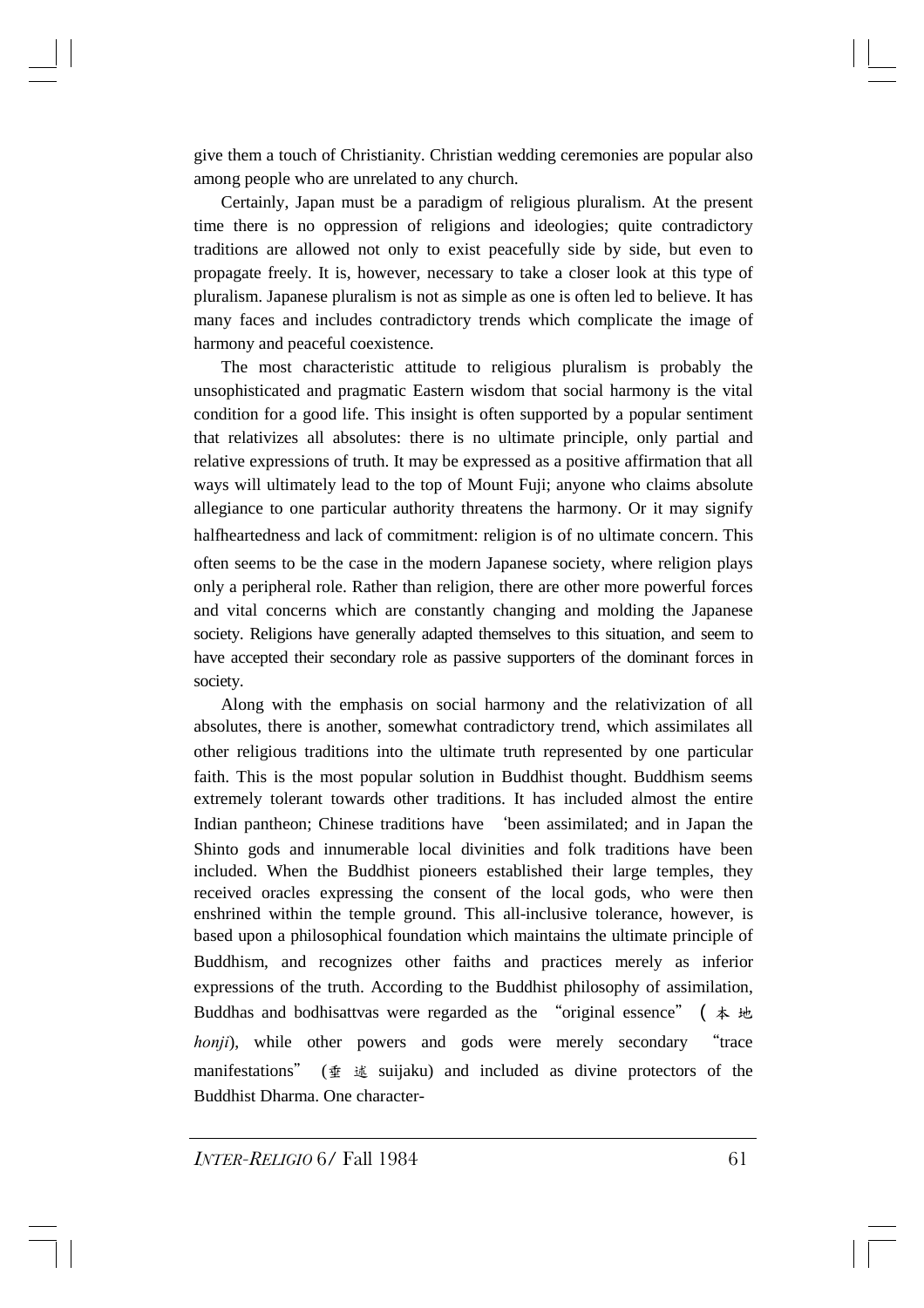give them a touch of Christianity. Christian wedding ceremonies are popular also among people who are unrelated to any church.

Certainly, Japan must be a paradigm of religious pluralism. At the present time there is no oppression of religions and ideologies; quite contradictory traditions are allowed not only to exist peacefully side by side, but even to propagate freely. It is, however, necessary to take a closer look at this type of pluralism. Japanese pluralism is not as simple as one is often led to believe. It has many faces and includes contradictory trends which complicate the image of harmony and peaceful coexistence.

The most characteristic attitude to religious pluralism is probably the unsophisticated and pragmatic Eastern wisdom that social harmony is the vital condition for a good life. This insight is often supported by a popular sentiment that relativizes all absolutes: there is no ultimate principle, only partial and relative expressions of truth. It may be expressed as a positive affirmation that all ways will ultimately lead to the top of Mount Fuji; anyone who claims absolute allegiance to one particular authority threatens the harmony. Or it may signify halfheartedness and lack of commitment: religion is of no ultimate concern. This often seems to be the case in the modern Japanese society, where religion plays only a peripheral role. Rather than religion, there are other more powerful forces and vital concerns which are constantly changing and molding the Japanese society. Religions have generally adapted themselves to this situation, and seem to have accepted their secondary role as passive supporters of the dominant forces in society.

Along with the emphasis on social harmony and the relativization of all absolutes, there is another, somewhat contradictory trend, which assimilates all other religious traditions into the ultimate truth represented by one particular faith. This is the most popular solution in Buddhist thought. Buddhism seems extremely tolerant towards other traditions. It has included almost the entire Indian pantheon; Chinese traditions have 'been assimilated; and in Japan the Shinto gods and innumerable local divinities and folk traditions have been included. When the Buddhist pioneers established their large temples, they received oracles expressing the consent of the local gods, who were then enshrined within the temple ground. This all-inclusive tolerance, however, is based upon a philosophical foundation which maintains the ultimate principle of Buddhism, and recognizes other faiths and practices merely as inferior expressions of the truth. According to the Buddhist philosophy of assimilation, Buddhas and bodhisattvas were regarded as the "original essence" (本地 *honji*), while other powers and gods were merely secondary "trace manifestations" (垂迹 suijaku) and included as divine protectors of the Buddhist Dharma. One character-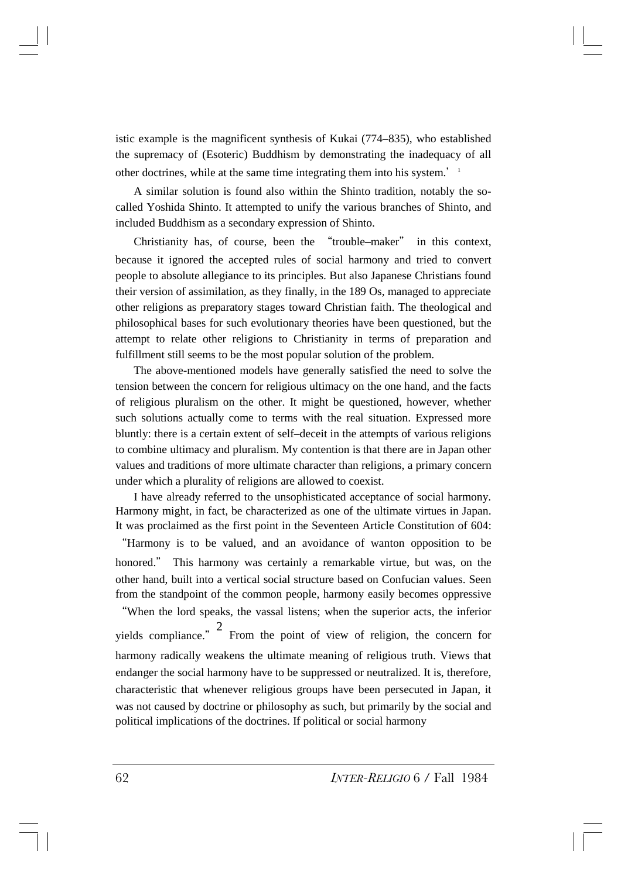istic example is the magnificent synthesis of Kukai (774–835), who established the supremacy of (Esoteric) Buddhism by demonstrating the inadequacy of all other doctrines, while at the same time integrating them into his system.'[1]

A similar solution is found also within the Shinto tradition, notably the so-called Yoshida Shinto. It attempted to unify the various branches of Shinto, and included Buddhism as a secondary expression of Shinto.

Christianity has, of course, been the "trouble–maker" in this context, because it ignored the accepted rules of social harmony and tried to convert people to absolute allegiance to its principles. But also Japanese Christians found their version of assimilation, as they finally, in the 189 Os, managed to appreciate other religions as preparatory stages toward Christian faith. The theological and philosophical bases for such evolutionary theories have been questioned, but the attempt to relate other religions to Christianity in terms of preparation and fulfillment still seems to be the most popular solution of the problem.

The above-mentioned models have generally satisfied the need to solve the tension between the concern for religious ultimacy on the one hand, and the facts of religious pluralism on the other. It might be questioned, however, whether such solutions actually come to terms with the real situation. Expressed more bluntly: there is a certain extent of self–deceit in the attempts of various religions to combine ultimacy and pluralism. My contention is that there are in Japan other values and traditions of more ultimate character than religions, a primary concern under which a plurality of religions are allowed to coexist.

I have already referred to the unsophisticated acceptance of social harmony. Harmony might, in fact, be characterized as one of the ultimate virtues in Japan. It was proclaimed as the first point in the Seventeen Article Constitution of 604: "Harmony is to be valued, and an avoidance of wanton opposition to be honored." This harmony was certainly a remarkable virtue, but was, on the other hand, built into a vertical social structure based on Confucian values. Seen from the standpoint of the common people, harmony easily becomes oppressive "When the lord speaks, the vassal listens; when the superior acts, the inferior yields compliance."[2] From the point of view of religion, the concern for harmony radically weakens the ultimate meaning of religious truth. Views that endanger the social harmony have to be suppressed or neutralized. It is, therefore, characteristic that whenever religious groups have been persecuted in Japan, it was not caused by doctrine or philosophy as such, but primarily by the social and political implications of the doctrines. If political or social harmony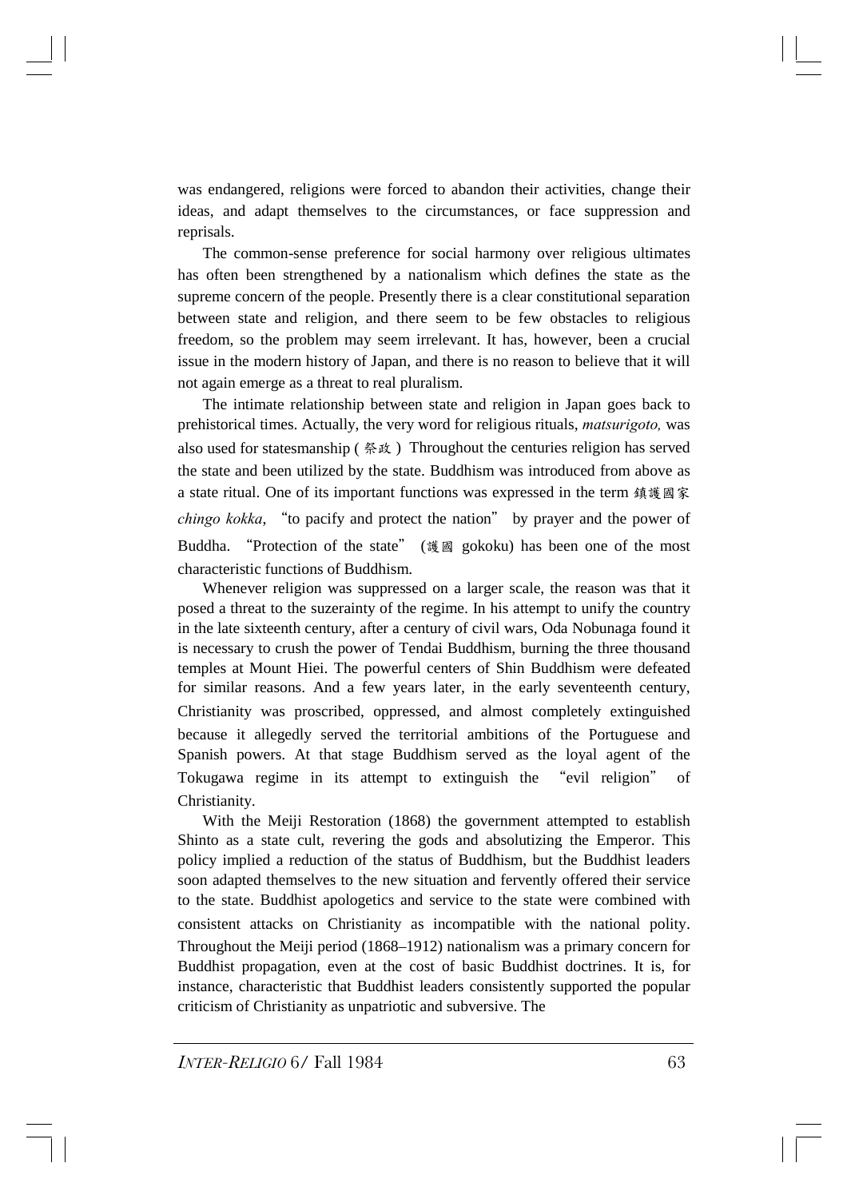was endangered, religions were forced to abandon their activities, change their ideas, and adapt themselves to the circumstances, or face suppression and reprisals.

The common-sense preference for social harmony over religious ultimates has often been strengthened by a nationalism which defines the state as the supreme concern of the people. Presently there is a clear constitutional separation between state and religion, and there seem to be few obstacles to religious freedom, so the problem may seem irrelevant. It has, however, been a crucial issue in the modern history of Japan, and there is no reason to believe that it will not again emerge as a threat to real pluralism.

The intimate relationship between state and religion in Japan goes back to prehistorical times. Actually, the very word for religious rituals, *matsurigoto,* was also used for statesmanship (祭政) Throughout the centuries religion has served the state and been utilized by the state. Buddhism was introduced from above as a state ritual. One of its important functions was expressed in the term 鎮護國家 *chingo kokka*, "to pacify and protect the nation" by prayer and the power of Buddha. "Protection of the state" (護國 gokoku) has been one of the most characteristic functions of Buddhism.

Whenever religion was suppressed on a larger scale, the reason was that it posed a threat to the suzerainty of the regime. In his attempt to unify the country in the late sixteenth century, after a century of civil wars, Oda Nobunaga found it is necessary to crush the power of Tendai Buddhism, burning the three thousand temples at Mount Hiei. The powerful centers of Shin Buddhism were defeated for similar reasons. And a few years later, in the early seventeenth century, Christianity was proscribed, oppressed, and almost completely extinguished because it allegedly served the territorial ambitions of the Portuguese and Spanish powers. At that stage Buddhism served as the loyal agent of the Tokugawa regime in its attempt to extinguish the "evil religion" of Christianity.

With the Meiji Restoration (1868) the government attempted to establish Shinto as a state cult, revering the gods and absolutizing the Emperor. This policy implied a reduction of the status of Buddhism, but the Buddhist leaders soon adapted themselves to the new situation and fervently offered their service to the state. Buddhist apologetics and service to the state were combined with consistent attacks on Christianity as incompatible with the national polity. Throughout the Meiji period (1868–1912) nationalism was a primary concern for Buddhist propagation, even at the cost of basic Buddhist doctrines. It is, for instance, characteristic that Buddhist leaders consistently supported the popular criticism of Christianity as unpatriotic and subversive. The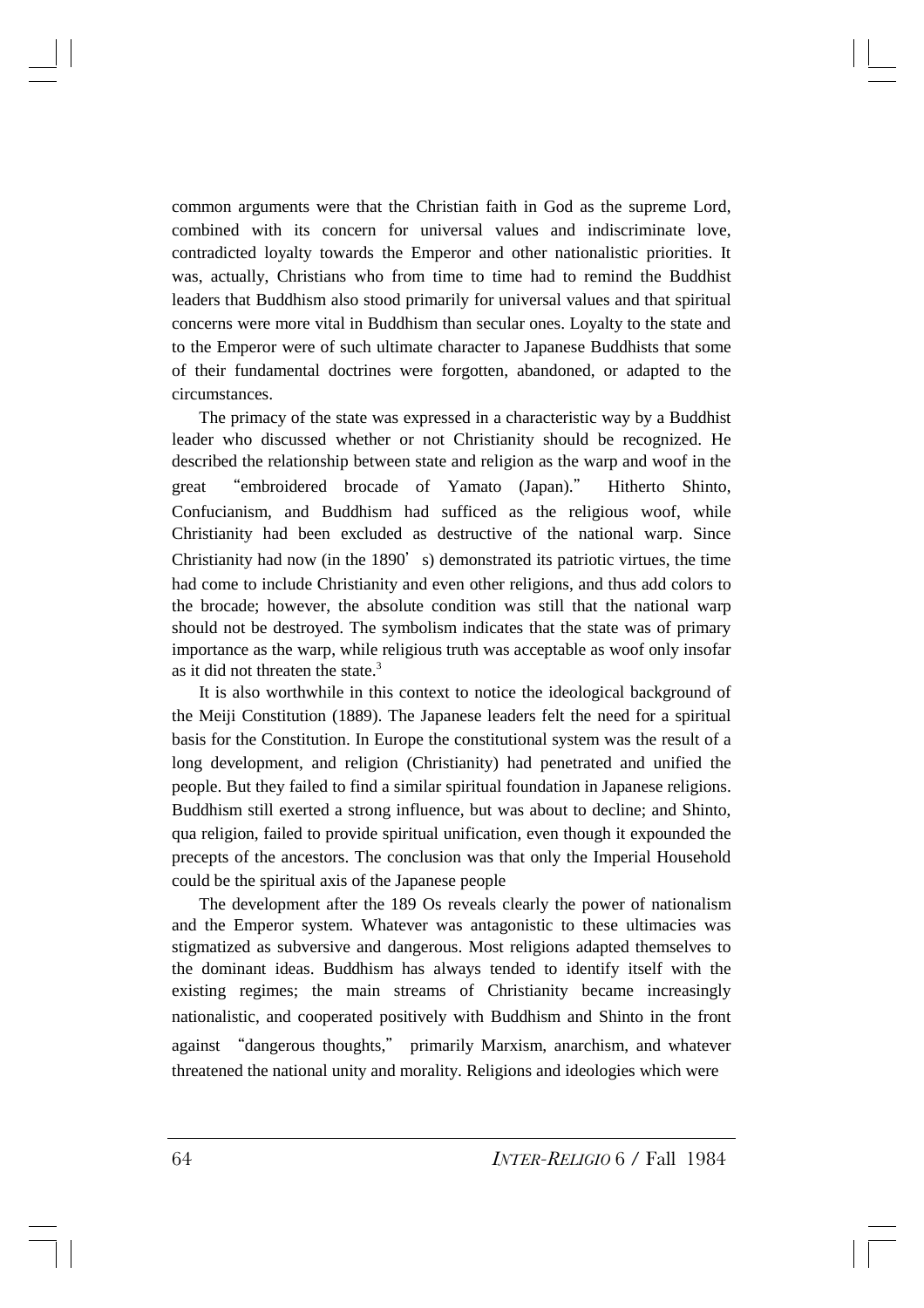common arguments were that the Christian faith in God as the supreme Lord, combined with its concern for universal values and indiscriminate love, contradicted loyalty towards the Emperor and other nationalistic priorities. It was, actually, Christians who from time to time had to remind the Buddhist leaders that Buddhism also stood primarily for universal values and that spiritual concerns were more vital in Buddhism than secular ones. Loyalty to the state and to the Emperor were of such ultimate character to Japanese Buddhists that some of their fundamental doctrines were forgotten, abandoned, or adapted to the circumstances.

The primacy of the state was expressed in a characteristic way by a Buddhist leader who discussed whether or not Christianity should be recognized. He described the relationship between state and religion as the warp and woof in the great "embroidered brocade of Yamato (Japan)." Hitherto Shinto, Confucianism, and Buddhism had sufficed as the religious woof, while Christianity had been excluded as destructive of the national warp. Since Christianity had now (in the 1890's) demonstrated its patriotic virtues, the time had come to include Christianity and even other religions, and thus add colors to the brocade; however, the absolute condition was still that the national warp should not be destroyed. The symbolism indicates that the state was of primary importance as the warp, while religious truth was acceptable as woof only insofar as it did not threaten the state.[3]

It is also worthwhile in this context to notice the ideological background of the Meiji Constitution (1889). The Japanese leaders felt the need for a spiritual basis for the Constitution. In Europe the constitutional system was the result of a long development, and religion (Christianity) had penetrated and unified the people. But they failed to find a similar spiritual foundation in Japanese religions. Buddhism still exerted a strong influence, but was about to decline; and Shinto, qua religion, failed to provide spiritual unification, even though it expounded the precepts of the ancestors. The conclusion was that only the Imperial Household could be the spiritual axis of the Japanese people

The development after the 189 Os reveals clearly the power of nationalism and the Emperor system. Whatever was antagonistic to these ultimacies was stigmatized as subversive and dangerous. Most religions adapted themselves to the dominant ideas. Buddhism has always tended to identify itself with the existing regimes; the main streams of Christianity became increasingly nationalistic, and cooperated positively with Buddhism and Shinto in the front against "dangerous thoughts," primarily Marxism, anarchism, and whatever threatened the national unity and morality. Religions and ideologies which were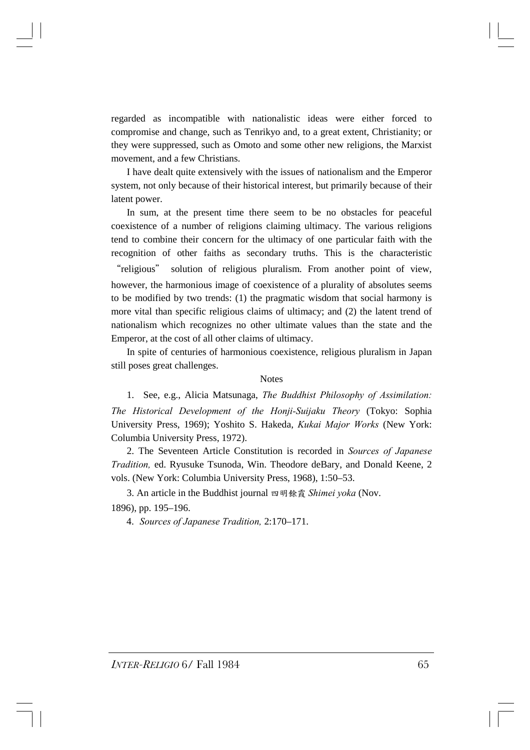regarded as incompatible with nationalistic ideas were either forced to compromise and change, such as Tenrikyo and, to a great extent, Christianity; or they were suppressed, such as Omoto and some other new religions, the Marxist movement, and a few Christians.

I have dealt quite extensively with the issues of nationalism and the Emperor system, not only because of their historical interest, but primarily because of their latent power.

In sum, at the present time there seem to be no obstacles for peaceful coexistence of a number of religions claiming ultimacy. The various religions tend to combine their concern for the ultimacy of one particular faith with the recognition of other faiths as secondary truths. This is the characteristic "religious" solution of religious pluralism. From another point of view, however, the harmonious image of coexistence of a plurality of absolutes seems to be modified by two trends: (1) the pragmatic wisdom that social harmony is more vital than specific religious claims of ultimacy; and (2) the latent trend of nationalism which recognizes no other ultimate values than the state and the Emperor, at the cost of all other claims of ultimacy.

In spite of centuries of harmonious coexistence, religious pluralism in Japan still poses great challenges.

## Notes

1. See, e.g., Alicia Matsunaga, *The Buddhist Philosophy of Assimilation: The Historical Development of the Honji-Suijaku Theory* (Tokyo: Sophia University Press, 1969); Yoshito S. Hakeda, *Kukai Major Works* (New York: Columbia University Press, 1972).

2. The Seventeen Article Constitution is recorded in *Sources of Japanese Tradition,* ed. Ryusuke Tsunoda, Win. Theodore deBary, and Donald Keene, 2 vols. (New York: Columbia University Press, 1968), 1:50–53.

3. An article in the Buddhist journal 四明餘霞 *Shimei yoka* (Nov. 1896), pp. 195–196.

4. *Sources of Japanese Tradition,* 2:170–171.